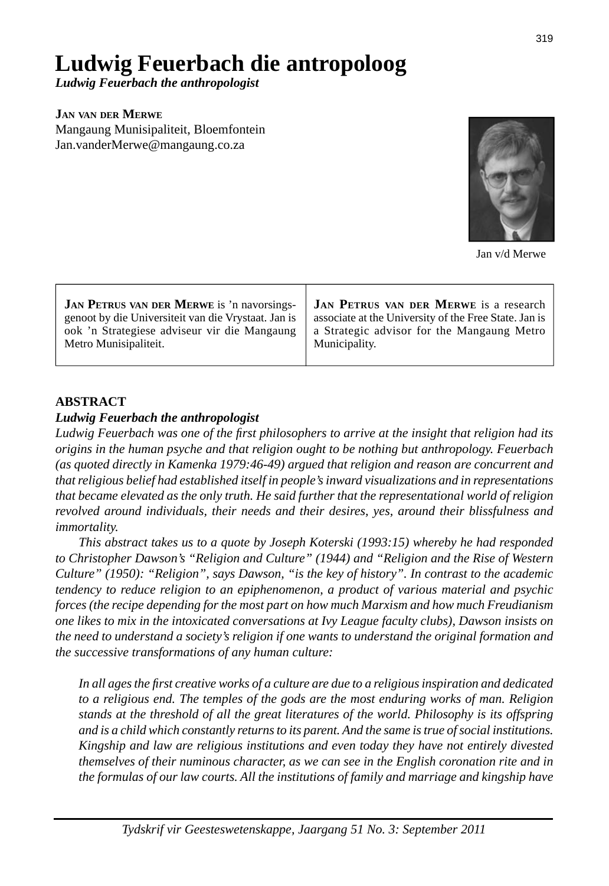# Ludwig Feuerbach die antropoloog

***Ludwig Feuerbach the anthropologist***

**Jan van der Merwe**
Mangaung Munisipaliteit, Bloemfontein
Jan.vanderMerwe@mangaung.co.za

Jan v/d Merwe

| | |
|---|---|
| **Jan Petrus van der Merwe** is 'n navorsingsgenoot by die Universiteit van die Vrystaat. Jan is ook 'n Strategiese adviseur vir die Mangaung Metro Munisipaliteit. | **Jan Petrus van der Merwe** is a research associate at the University of the Free State. Jan is a Strategic advisor for the Mangaung Metro Municipality. |

## ABSTRACT

***Ludwig Feuerbach the anthropologist***

*Ludwig Feuerbach was one of the first philosophers to arrive at the insight that religion had its origins in the human psyche and that religion ought to be nothing but anthropology. Feuerbach (as quoted directly in Kamenka 1979:46-49) argued that religion and reason are concurrent and that religious belief had established itself in people's inward visualizations and in representations that became elevated as the only truth. He said further that the representational world of religion revolved around individuals, their needs and their desires, yes, around their blissfulness and immortality.*

*This abstract takes us to a quote by Joseph Koterski (1993:15) whereby he had responded to Christopher Dawson's "Religion and Culture" (1944) and "Religion and the Rise of Western Culture" (1950): "Religion", says Dawson, "is the key of history". In contrast to the academic tendency to reduce religion to an epiphenomenon, a product of various material and psychic forces (the recipe depending for the most part on how much Marxism and how much Freudianism one likes to mix in the intoxicated conversations at Ivy League faculty clubs), Dawson insists on the need to understand a society's religion if one wants to understand the original formation and the successive transformations of any human culture:*

> *In all ages the first creative works of a culture are due to a religious inspiration and dedicated to a religious end. The temples of the gods are the most enduring works of man. Religion stands at the threshold of all the great literatures of the world. Philosophy is its offspring and is a child which constantly returns to its parent. And the same is true of social institutions. Kingship and law are religious institutions and even today they have not entirely divested themselves of their numinous character, as we can see in the English coronation rite and in the formulas of our law courts. All the institutions of family and marriage and kingship have*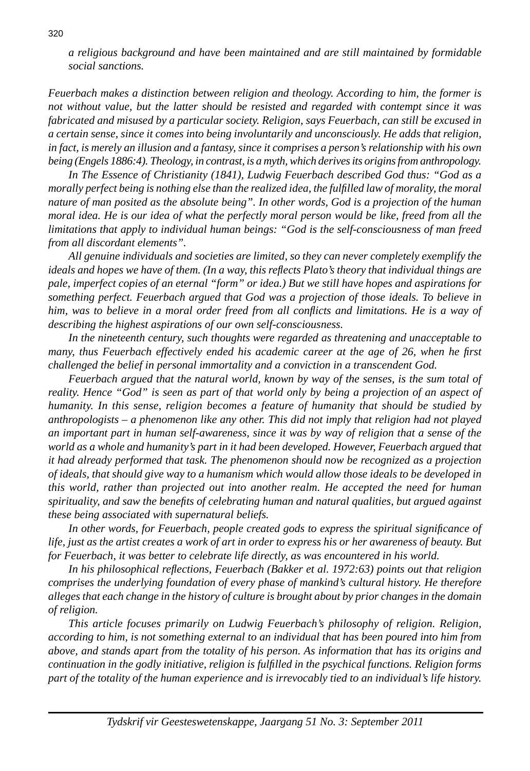*a religious background and have been maintained and are still maintained by formidable social sanctions.*

*Feuerbach makes a distinction between religion and theology. According to him, the former is not without value, but the latter should be resisted and regarded with contempt since it was fabricated and misused by a particular society. Religion, says Feuerbach, can still be excused in a certain sense, since it comes into being involuntarily and unconsciously. He adds that religion, in fact, is merely an illusion and a fantasy, since it comprises a person's relationship with his own being (Engels 1886:4). Theology, in contrast, is a myth, which derives its origins from anthropology.*

*In The Essence of Christianity (1841), Ludwig Feuerbach described God thus: "God as a morally perfect being is nothing else than the realized idea, the fulfilled law of morality, the moral nature of man posited as the absolute being". In other words, God is a projection of the human moral idea. He is our idea of what the perfectly moral person would be like, freed from all the limitations that apply to individual human beings: "God is the self-consciousness of man freed from all discordant elements".*

*All genuine individuals and societies are limited, so they can never completely exemplify the ideals and hopes we have of them. (In a way, this reflects Plato's theory that individual things are pale, imperfect copies of an eternal "form" or idea.) But we still have hopes and aspirations for something perfect. Feuerbach argued that God was a projection of those ideals. To believe in him, was to believe in a moral order freed from all conflicts and limitations. He is a way of describing the highest aspirations of our own self-consciousness.*

*In the nineteenth century, such thoughts were regarded as threatening and unacceptable to many, thus Feuerbach effectively ended his academic career at the age of 26, when he first challenged the belief in personal immortality and a conviction in a transcendent God.*

*Feuerbach argued that the natural world, known by way of the senses, is the sum total of reality. Hence "God" is seen as part of that world only by being a projection of an aspect of humanity. In this sense, religion becomes a feature of humanity that should be studied by anthropologists – a phenomenon like any other. This did not imply that religion had not played an important part in human self-awareness, since it was by way of religion that a sense of the world as a whole and humanity's part in it had been developed. However, Feuerbach argued that it had already performed that task. The phenomenon should now be recognized as a projection of ideals, that should give way to a humanism which would allow those ideals to be developed in this world, rather than projected out into another realm. He accepted the need for human spirituality, and saw the benefits of celebrating human and natural qualities, but argued against these being associated with supernatural beliefs.*

*In other words, for Feuerbach, people created gods to express the spiritual significance of life, just as the artist creates a work of art in order to express his or her awareness of beauty. But for Feuerbach, it was better to celebrate life directly, as was encountered in his world.*

*In his philosophical reflections, Feuerbach (Bakker et al. 1972:63) points out that religion comprises the underlying foundation of every phase of mankind's cultural history. He therefore alleges that each change in the history of culture is brought about by prior changes in the domain of religion.*

*This article focuses primarily on Ludwig Feuerbach's philosophy of religion. Religion, according to him, is not something external to an individual that has been poured into him from above, and stands apart from the totality of his person. As information that has its origins and continuation in the godly initiative, religion is fulfilled in the psychical functions. Religion forms part of the totality of the human experience and is irrevocably tied to an individual's life history.*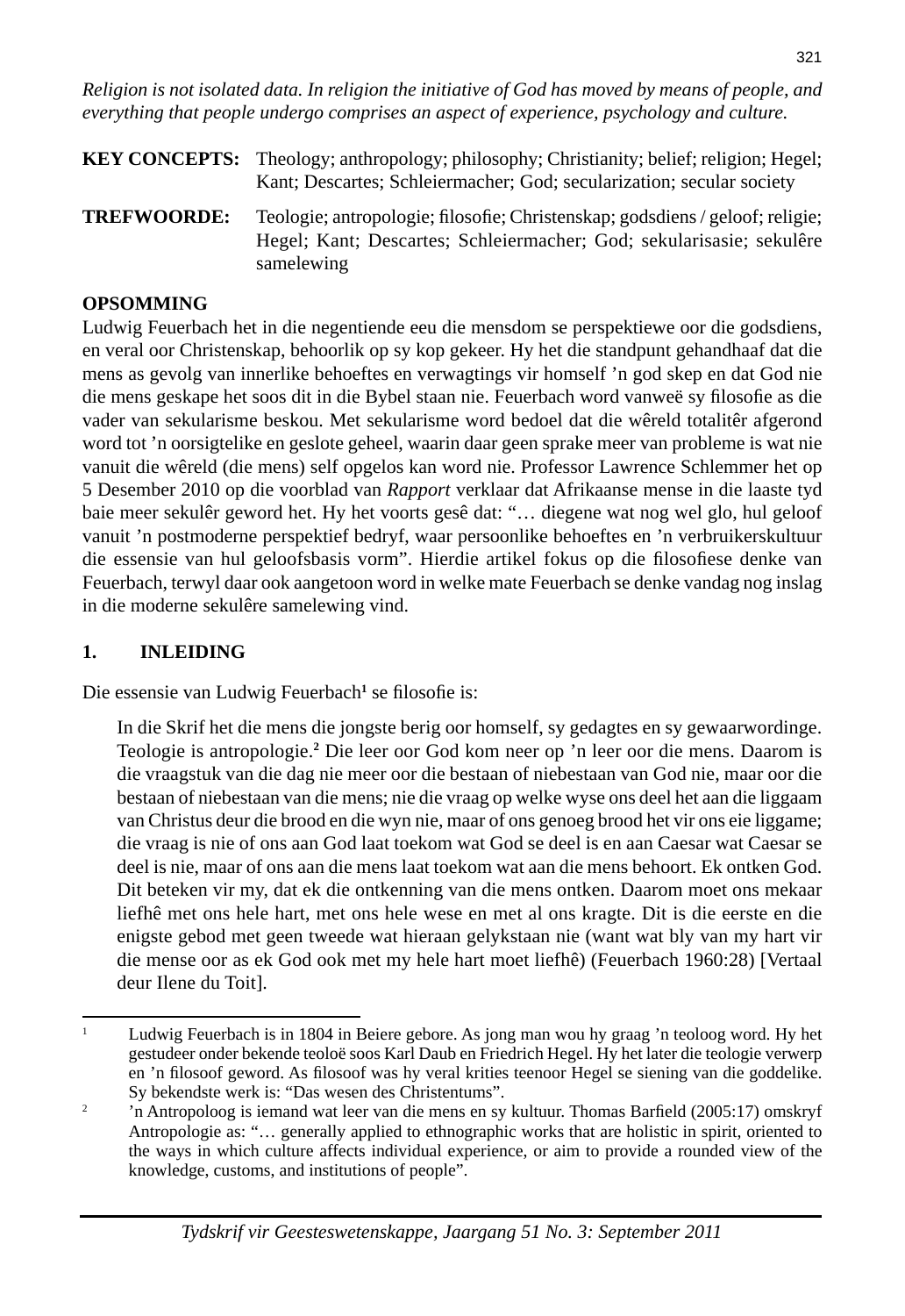*Religion is not isolated data. In religion the initiative of God has moved by means of people, and everything that people undergo comprises an aspect of experience, psychology and culture.*

**KEY CONCEPTS:** Theology; anthropology; philosophy; Christianity; belief; religion; Hegel; Kant; Descartes; Schleiermacher; God; secularization; secular society

**TREFWOORDE:** Teologie; antropologie; filosofie; Christenskap; godsdiens / geloof; religie; Hegel; Kant; Descartes; Schleiermacher; God; sekularisasie; sekulêre samelewing

**OPSOMMING**

Ludwig Feuerbach het in die negentiende eeu die mensdom se perspektiewe oor die godsdiens, en veral oor Christenskap, behoorlik op sy kop gekeer. Hy het die standpunt gehandhaaf dat die mens as gevolg van innerlike behoeftes en verwagtings vir homself 'n god skep en dat God nie die mens geskape het soos dit in die Bybel staan nie. Feuerbach word vanweë sy filosofie as die vader van sekularisme beskou. Met sekularisme word bedoel dat die wêreld totalitêr afgerond word tot 'n oorsigtelike en geslote geheel, waarin daar geen sprake meer van probleme is wat nie vanuit die wêreld (die mens) self opgelos kan word nie. Professor Lawrence Schlemmer het op 5 Desember 2010 op die voorblad van *Rapport* verklaar dat Afrikaanse mense in die laaste tyd baie meer sekulêr geword het. Hy het voorts gesê dat: "… diegene wat nog wel glo, hul geloof vanuit 'n postmoderne perspektief bedryf, waar persoonlike behoeftes en 'n verbruikerskultuur die essensie van hul geloofsbasis vorm". Hierdie artikel fokus op die filosofiese denke van Feuerbach, terwyl daar ook aangetoon word in welke mate Feuerbach se denke vandag nog inslag in die moderne sekulêre samelewing vind.

## 1. INLEIDING

Die essensie van Ludwig Feuerbach[1] se filosofie is:

> In die Skrif het die mens die jongste berig oor homself, sy gedagtes en sy gewaarwordinge. Teologie is antropologie.[2] Die leer oor God kom neer op 'n leer oor die mens. Daarom is die vraagstuk van die dag nie meer oor die bestaan of niebestaan van God nie, maar oor die bestaan of niebestaan van die mens; nie die vraag op welke wyse ons deel het aan die liggaam van Christus deur die brood en die wyn nie, maar of ons genoeg brood het vir ons eie liggame; die vraag is nie of ons aan God laat toekom wat God se deel is en aan Caesar wat Caesar se deel is nie, maar of ons aan die mens laat toekom wat aan die mens behoort. Ek ontken God. Dit beteken vir my, dat ek die ontkenning van die mens ontken. Daarom moet ons mekaar liefhê met ons hele hart, met ons hele wese en met al ons kragte. Dit is die eerste en die enigste gebod met geen tweede wat hieraan gelykstaan nie (want wat bly van my hart vir die mense oor as ek God ook met my hele hart moet liefhê) (Feuerbach 1960:28) [Vertaal deur Ilene du Toit].

---

[1] Ludwig Feuerbach is in 1804 in Beiere gebore. As jong man wou hy graag 'n teoloog word. Hy het gestudeer onder bekende teoloë soos Karl Daub en Friedrich Hegel. Hy het later die teologie verwerp en 'n filosoof geword. As filosoof was hy veral krities teenoor Hegel se siening van die goddelike. Sy bekendste werk is: "Das wesen des Christentums".

[2] 'n Antropoloog is iemand wat leer van die mens en sy kultuur. Thomas Barfield (2005:17) omskryf Antropologie as: "… generally applied to ethnographic works that are holistic in spirit, oriented to the ways in which culture affects individual experience, or aim to provide a rounded view of the knowledge, customs, and institutions of people".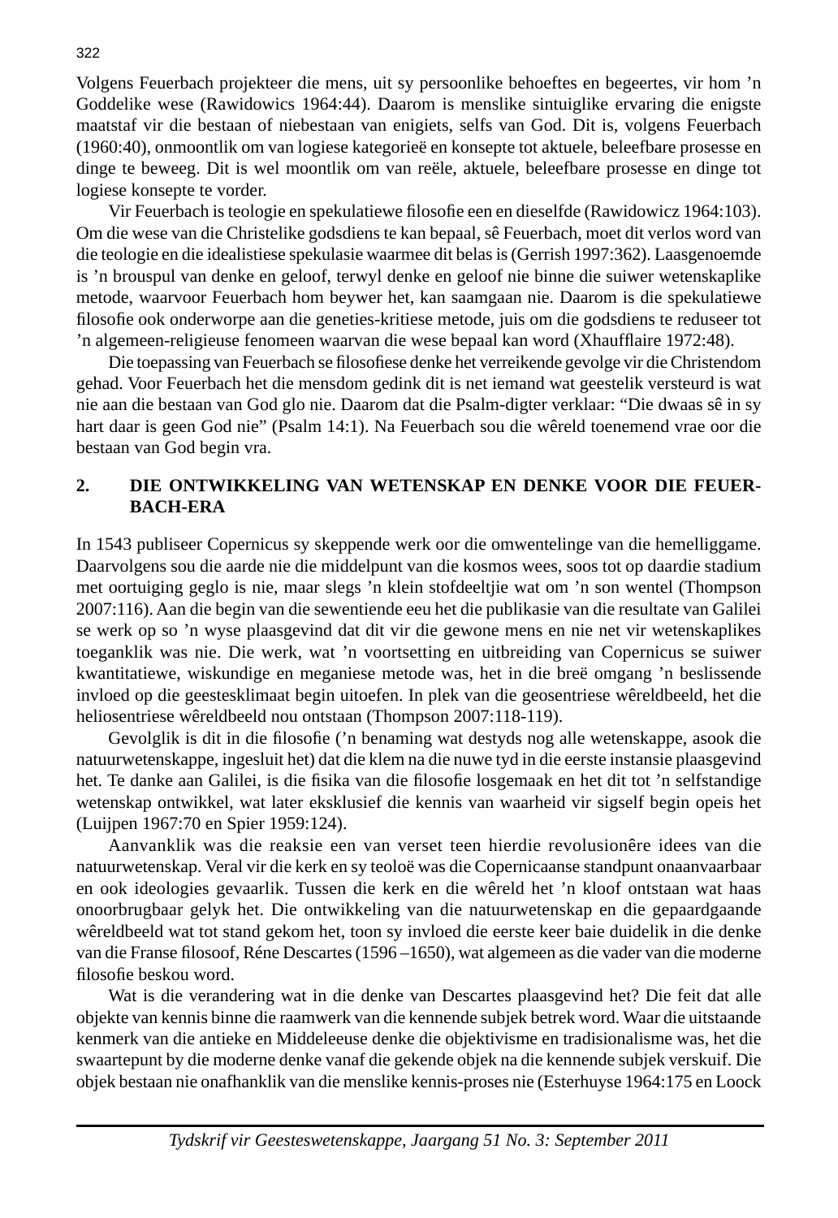Volgens Feuerbach projekteer die mens, uit sy persoonlike behoeftes en begeertes, vir hom 'n Goddelike wese (Rawidowics 1964:44). Daarom is menslike sintuiglike ervaring die enigste maatstaf vir die bestaan of niebestaan van enigiets, selfs van God. Dit is, volgens Feuerbach (1960:40), onmoontlik om van logiese kategorieë en konsepte tot aktuele, beleefbare prosesse en dinge te beweeg. Dit is wel moontlik om van reële, aktuele, beleefbare prosesse en dinge tot logiese konsepte te vorder.

Vir Feuerbach is teologie en spekulatiewe filosofie een en dieselfde (Rawidowicz 1964:103). Om die wese van die Christelike godsdiens te kan bepaal, sê Feuerbach, moet dit verlos word van die teologie en die idealistiese spekulasie waarmee dit belas is (Gerrish 1997:362). Laasgenoemde is 'n brouspul van denke en geloof, terwyl denke en geloof nie binne die suiwer wetenskaplike metode, waarvoor Feuerbach hom beywer het, kan saamgaan nie. Daarom is die spekulatiewe filosofie ook onderworpe aan die geneties-kritiese metode, juis om die godsdiens te reduseer tot 'n algemeen-religieuse fenomeen waarvan die wese bepaal kan word (Xhaufflaire 1972:48).

Die toepassing van Feuerbach se filosofiese denke het verreikende gevolge vir die Christendom gehad. Voor Feuerbach het die mensdom gedink dit is net iemand wat geestelik versteurd is wat nie aan die bestaan van God glo nie. Daarom dat die Psalm-digter verklaar: "Die dwaas sê in sy hart daar is geen God nie" (Psalm 14:1). Na Feuerbach sou die wêreld toenemend vrae oor die bestaan van God begin vra.

## 2. DIE ONTWIKKELING VAN WETENSKAP EN DENKE VOOR DIE FEUERBACH-ERA

In 1543 publiseer Copernicus sy skeppende werk oor die omwentelinge van die hemelliggame. Daarvolgens sou die aarde nie die middelpunt van die kosmos wees, soos tot op daardie stadium met oortuiging geglo is nie, maar slegs 'n klein stofdeeltjie wat om 'n son wentel (Thompson 2007:116). Aan die begin van die sewentiende eeu het die publikasie van die resultate van Galilei se werk op so 'n wyse plaasgevind dat dit vir die gewone mens en nie net vir wetenskaplikes toeganklik was nie. Die werk, wat 'n voortsetting en uitbreiding van Copernicus se suiwer kwantitatiewe, wiskundige en meganiese metode was, het in die breë omgang 'n beslissende invloed op die geestesklimaat begin uitoefen. In plek van die geosentriese wêreldbeeld, het die heliosentriese wêreldbeeld nou ontstaan (Thompson 2007:118-119).

Gevolglik is dit in die filosofie ('n benaming wat destyds nog alle wetenskappe, asook die natuurwetenskappe, ingesluit het) dat die klem na die nuwe tyd in die eerste instansie plaasgevind het. Te danke aan Galilei, is die fisika van die filosofie losgemaak en het dit tot 'n selfstandige wetenskap ontwikkel, wat later eksklusief die kennis van waarheid vir sigself begin opeis het (Luijpen 1967:70 en Spier 1959:124).

Aanvanklik was die reaksie een van verset teen hierdie revolusionêre idees van die natuurwetenskap. Veral vir die kerk en sy teoloë was die Copernicaanse standpunt onaanvaarbaar en ook ideologies gevaarlik. Tussen die kerk en die wêreld het 'n kloof ontstaan wat haas onoorbrugbaar gelyk het. Die ontwikkeling van die natuurwetenskap en die gepaardgaande wêreldbeeld wat tot stand gekom het, toon sy invloed die eerste keer baie duidelik in die denke van die Franse filosoof, Réne Descartes (1596 –1650), wat algemeen as die vader van die moderne filosofie beskou word.

Wat is die verandering wat in die denke van Descartes plaasgevind het? Die feit dat alle objekte van kennis binne die raamwerk van die kennende subjek betrek word. Waar die uitstaande kenmerk van die antieke en Middeleeuse denke die objektivisme en tradisionalisme was, het die swaartepunt by die moderne denke vanaf die gekende objek na die kennende subjek verskuif. Die objek bestaan nie onafhanklik van die menslike kennis-proses nie (Esterhuyse 1964:175 en Loock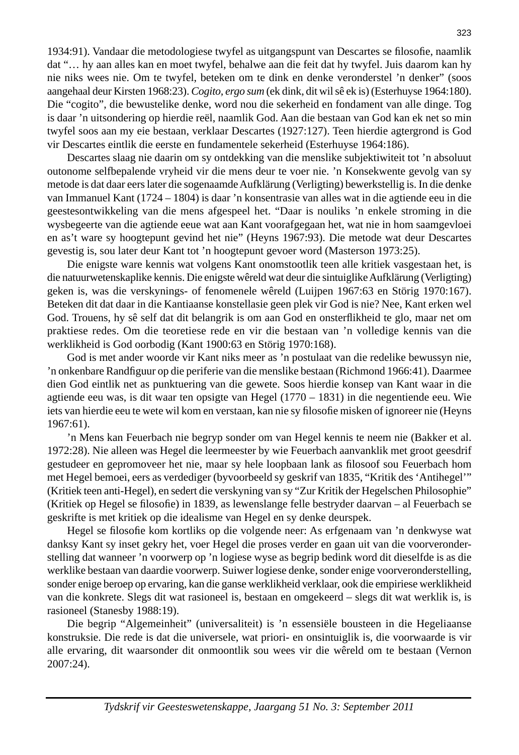1934:91). Vandaar die metodologiese twyfel as uitgangspunt van Descartes se filosofie, naamlik dat "… hy aan alles kan en moet twyfel, behalwe aan die feit dat hy twyfel. Juis daarom kan hy nie niks wees nie. Om te twyfel, beteken om te dink en denke veronderstel 'n denker" (soos aangehaal deur Kirsten 1968:23). *Cogito, ergo sum* (ek dink, dit wil sê ek is) (Esterhuyse 1964:180). Die "cogito", die bewustelike denke, word nou die sekerheid en fondament van alle dinge. Tog is daar 'n uitsondering op hierdie reël, naamlik God. Aan die bestaan van God kan ek net so min twyfel soos aan my eie bestaan, verklaar Descartes (1927:127). Teen hierdie agtergrond is God vir Descartes eintlik die eerste en fundamentele sekerheid (Esterhuyse 1964:186).

Descartes slaag nie daarin om sy ontdekking van die menslike subjektiwiteit tot 'n absoluut outonome selfbepalende vryheid vir die mens deur te voer nie. 'n Konsekwente gevolg van sy metode is dat daar eers later die sogenaamde Aufklärung (Verligting) bewerkstellig is. In die denke van Immanuel Kant (1724 – 1804) is daar 'n konsentrasie van alles wat in die agtiende eeu in die geestesontwikkeling van die mens afgespeel het. "Daar is nouliks 'n enkele stroming in die wysbegeerte van die agtiende eeue wat aan Kant voorafgegaan het, wat nie in hom saamgevloei en as't ware sy hoogtepunt gevind het nie" (Heyns 1967:93). Die metode wat deur Descartes gevestig is, sou later deur Kant tot 'n hoogtepunt gevoer word (Masterson 1973:25).

Die enigste ware kennis wat volgens Kant onomstootlik teen alle kritiek vasgestaan het, is die natuurwetenskaplike kennis. Die enigste wêreld wat deur die sintuiglike Aufklärung (Verligting) geken is, was die verskynings- of fenomenele wêreld (Luijpen 1967:63 en Störig 1970:167). Beteken dit dat daar in die Kantiaanse konstellasie geen plek vir God is nie? Nee, Kant erken wel God. Trouens, hy sê self dat dit belangrik is om aan God en onsterflikheid te glo, maar net om praktiese redes. Om die teoretiese rede en vir die bestaan van 'n volledige kennis van die werklikheid is God oorbodig (Kant 1900:63 en Störig 1970:168).

God is met ander woorde vir Kant niks meer as 'n postulaat van die redelike bewussyn nie, 'n onkenbare Randfiguur op die periferie van die menslike bestaan (Richmond 1966:41). Daarmee dien God eintlik net as punktuering van die gewete. Soos hierdie konsep van Kant waar in die agtiende eeu was, is dit waar ten opsigte van Hegel (1770 – 1831) in die negentiende eeu. Wie iets van hierdie eeu te wete wil kom en verstaan, kan nie sy filosofie misken of ignoreer nie (Heyns 1967:61).

'n Mens kan Feuerbach nie begryp sonder om van Hegel kennis te neem nie (Bakker et al. 1972:28). Nie alleen was Hegel die leermeester by wie Feuerbach aanvanklik met groot geesdrif gestudeer en gepromoveer het nie, maar sy hele loopbaan lank as filosoof sou Feuerbach hom met Hegel bemoei, eers as verdediger (byvoorbeeld sy geskrif van 1835, "Kritik des 'Antihegel'" (Kritiek teen anti-Hegel), en sedert die verskyning van sy "Zur Kritik der Hegelschen Philosophie" (Kritiek op Hegel se filosofie) in 1839, as lewenslange felle bestryder daarvan – al Feuerbach se geskrifte is met kritiek op die idealisme van Hegel en sy denke deurspek.

Hegel se filosofie kom kortliks op die volgende neer: As erfgenaam van 'n denkwyse wat danksy Kant sy inset gekry het, voer Hegel die proses verder en gaan uit van die voorveronderstelling dat wanneer 'n voorwerp op 'n logiese wyse as begrip bedink word dit dieselfde is as die werklike bestaan van daardie voorwerp. Suiwer logiese denke, sonder enige voorveronderstelling, sonder enige beroep op ervaring, kan die ganse werklikheid verklaar, ook die empiriese werklikheid van die konkrete. Slegs dit wat rasioneel is, bestaan en omgekeerd – slegs dit wat werklik is, is rasioneel (Stanesby 1988:19).

Die begrip "Algemeinheit" (universaliteit) is 'n essensiële bousteen in die Hegeliaanse konstruksie. Die rede is dat die universele, wat priori- en onsintuiglik is, die voorwaarde is vir alle ervaring, dit waarsonder dit onmoontlik sou wees vir die wêreld om te bestaan (Vernon 2007:24).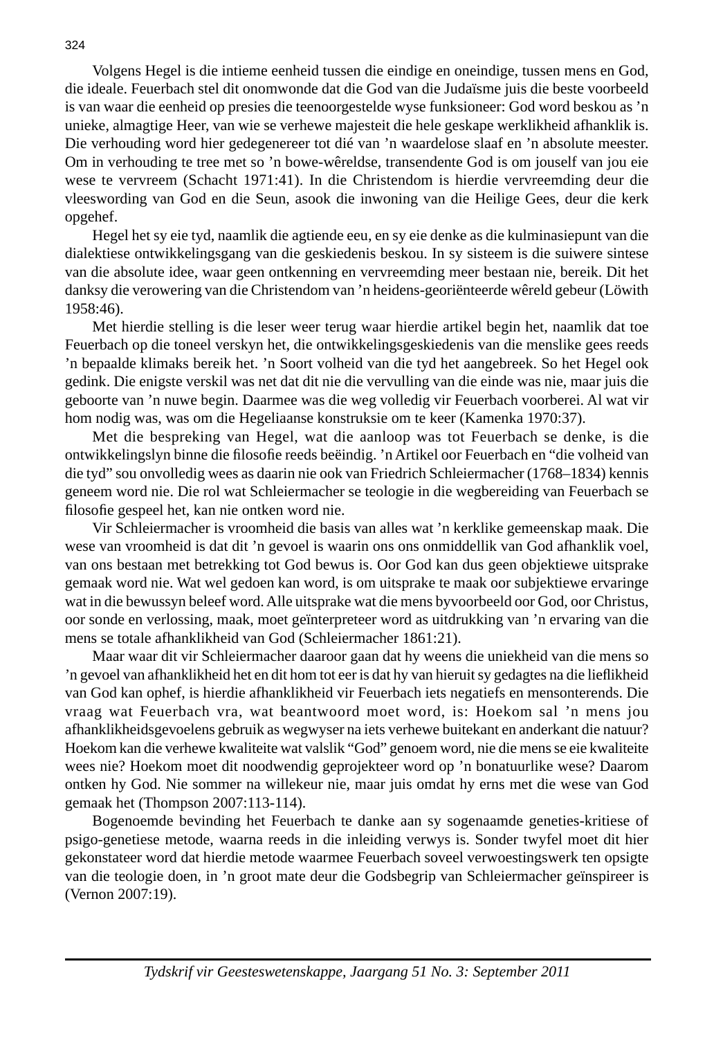Volgens Hegel is die intieme eenheid tussen die eindige en oneindige, tussen mens en God, die ideale. Feuerbach stel dit onomwonde dat die God van die Judaïsme juis die beste voorbeeld is van waar die eenheid op presies die teenoorgestelde wyse funksioneer: God word beskou as ’n unieke, almagtige Heer, van wie se verhewe majesteit die hele geskape werklikheid afhanklik is. Die verhouding word hier gedegenereer tot dié van ’n waardelose slaaf en ’n absolute meester. Om in verhouding te tree met so ’n bowe-wêreldse, transendente God is om jouself van jou eie wese te vervreem (Schacht 1971:41). In die Christendom is hierdie vervreemding deur die vleeswording van God en die Seun, asook die inwoning van die Heilige Gees, deur die kerk opgehef.

Hegel het sy eie tyd, naamlik die agtiende eeu, en sy eie denke as die kulminasiepunt van die dialektiese ontwikkelingsgang van die geskiedenis beskou. In sy sisteem is die suiwere sintese van die absolute idee, waar geen ontkenning en vervreemding meer bestaan nie, bereik. Dit het danksy die verowering van die Christendom van ’n heidens-georiënteerde wêreld gebeur (Löwith 1958:46).

Met hierdie stelling is die leser weer terug waar hierdie artikel begin het, naamlik dat toe Feuerbach op die toneel verskyn het, die ontwikkelingsgeskiedenis van die menslike gees reeds ’n bepaalde klimaks bereik het. ’n Soort volheid van die tyd het aangebreek. So het Hegel ook gedink. Die enigste verskil was net dat dit nie die vervulling van die einde was nie, maar juis die geboorte van ’n nuwe begin. Daarmee was die weg volledig vir Feuerbach voorberei. Al wat vir hom nodig was, was om die Hegeliaanse konstruksie om te keer (Kamenka 1970:37).

Met die bespreking van Hegel, wat die aanloop was tot Feuerbach se denke, is die ontwikkelingslyn binne die filosofie reeds beëindig. ’n Artikel oor Feuerbach en “die volheid van die tyd” sou onvolledig wees as daarin nie ook van Friedrich Schleiermacher (1768–1834) kennis geneem word nie. Die rol wat Schleiermacher se teologie in die wegbereiding van Feuerbach se filosofie gespeel het, kan nie ontken word nie.

Vir Schleiermacher is vroomheid die basis van alles wat ’n kerklike gemeenskap maak. Die wese van vroomheid is dat dit ’n gevoel is waarin ons ons onmiddellik van God afhanklik voel, van ons bestaan met betrekking tot God bewus is. Oor God kan dus geen objektiewe uitsprake gemaak word nie. Wat wel gedoen kan word, is om uitsprake te maak oor subjektiewe ervaringe wat in die bewussyn beleef word. Alle uitsprake wat die mens byvoorbeeld oor God, oor Christus, oor sonde en verlossing, maak, moet geïnterpreteer word as uitdrukking van ’n ervaring van die mens se totale afhanklikheid van God (Schleiermacher 1861:21).

Maar waar dit vir Schleiermacher daaroor gaan dat hy weens die uniekheid van die mens so ’n gevoel van afhanklikheid het en dit hom tot eer is dat hy van hieruit sy gedagtes na die lieflikheid van God kan ophef, is hierdie afhanklikheid vir Feuerbach iets negatiefs en mensonterends. Die vraag wat Feuerbach vra, wat beantwoord moet word, is: Hoekom sal ’n mens jou afhanklikheidsgevoelens gebruik as wegwyser na iets verhewe buitekant en anderkant die natuur? Hoekom kan die verhewe kwaliteite wat valslik “God” genoem word, nie die mens se eie kwaliteite wees nie? Hoekom moet dit noodwendig geprojekteer word op ’n bonatuurlike wese? Daarom ontken hy God. Nie sommer na willekeur nie, maar juis omdat hy erns met die wese van God gemaak het (Thompson 2007:113-114).

Bogenoemde bevinding het Feuerbach te danke aan sy sogenaamde geneties-kritiese of psigo-genetiese metode, waarna reeds in die inleiding verwys is. Sonder twyfel moet dit hier gekonstateer word dat hierdie metode waarmee Feuerbach soveel verwoestingswerk ten opsigte van die teologie doen, in ’n groot mate deur die Godsbegrip van Schleiermacher geïnspireer is (Vernon 2007:19).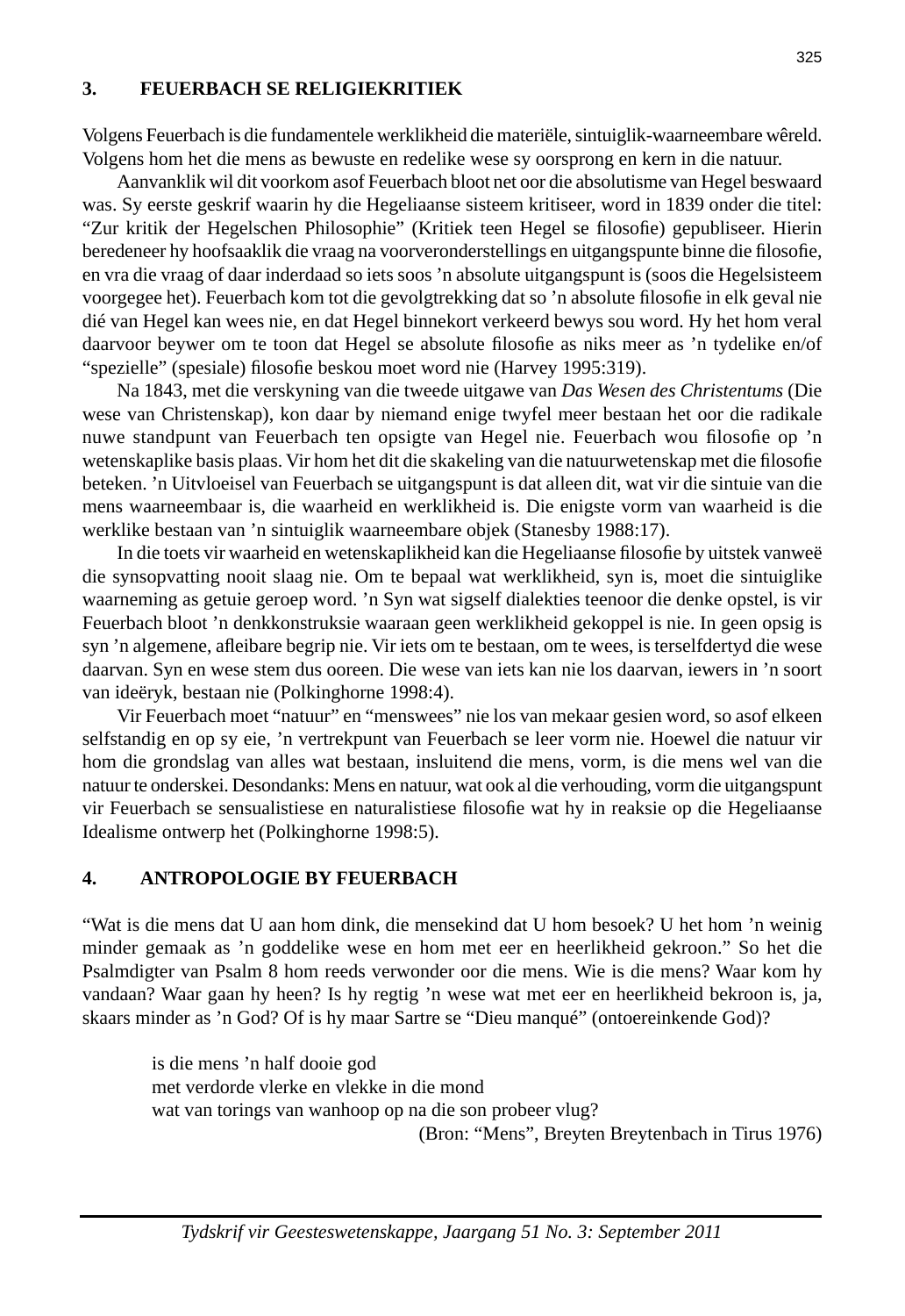## 3. FEUERBACH SE RELIGIEKRITIEK

Volgens Feuerbach is die fundamentele werklikheid die materiële, sintuiglik-waarneembare wêreld. Volgens hom het die mens as bewuste en redelike wese sy oorsprong en kern in die natuur.

Aanvanklik wil dit voorkom asof Feuerbach bloot net oor die absolutisme van Hegel beswaard was. Sy eerste geskrif waarin hy die Hegeliaanse sisteem kritiseer, word in 1839 onder die titel: "Zur kritik der Hegelschen Philosophie" (Kritiek teen Hegel se filosofie) gepubliseer. Hierin beredeneer hy hoofsaaklik die vraag na voorveronderstellings en uitgangspunte binne die filosofie, en vra die vraag of daar inderdaad so iets soos 'n absolute uitgangspunt is (soos die Hegelsisteem voorgegee het). Feuerbach kom tot die gevolgtrekking dat so 'n absolute filosofie in elk geval nie dié van Hegel kan wees nie, en dat Hegel binnekort verkeerd bewys sou word. Hy het hom veral daarvoor beywer om te toon dat Hegel se absolute filosofie as niks meer as 'n tydelike en/of "spezielle" (spesiale) filosofie beskou moet word nie (Harvey 1995:319).

Na 1843, met die verskyning van die tweede uitgawe van *Das Wesen des Christentums* (Die wese van Christenskap), kon daar by niemand enige twyfel meer bestaan het oor die radikale nuwe standpunt van Feuerbach ten opsigte van Hegel nie. Feuerbach wou filosofie op 'n wetenskaplike basis plaas. Vir hom het dit die skakeling van die natuurwetenskap met die filosofie beteken. 'n Uitvloeisel van Feuerbach se uitgangspunt is dat alleen dit, wat vir die sintuie van die mens waarneembaar is, die waarheid en werklikheid is. Die enigste vorm van waarheid is die werklike bestaan van 'n sintuiglik waarneembare objek (Stanesby 1988:17).

In die toets vir waarheid en wetenskaplikheid kan die Hegeliaanse filosofie by uitstek vanweë die synsopvatting nooit slaag nie. Om te bepaal wat werklikheid, syn is, moet die sintuiglike waarneming as getuie geroep word. 'n Syn wat sigself dialekties teenoor die denke opstel, is vir Feuerbach bloot 'n denkkonstruksie waaraan geen werklikheid gekoppel is nie. In geen opsig is syn 'n algemene, afleibare begrip nie. Vir iets om te bestaan, om te wees, is terselfdertyd die wese daarvan. Syn en wese stem dus ooreen. Die wese van iets kan nie los daarvan, iewers in 'n soort van ideëryk, bestaan nie (Polkinghorne 1998:4).

Vir Feuerbach moet "natuur" en "menswees" nie los van mekaar gesien word, so asof elkeen selfstandig en op sy eie, 'n vertrekpunt van Feuerbach se leer vorm nie. Hoewel die natuur vir hom die grondslag van alles wat bestaan, insluitend die mens, vorm, is die mens wel van die natuur te onderskei. Desondanks: Mens en natuur, wat ook al die verhouding, vorm die uitgangspunt vir Feuerbach se sensualistiese en naturalistiese filosofie wat hy in reaksie op die Hegeliaanse Idealisme ontwerp het (Polkinghorne 1998:5).

## 4. ANTROPOLOGIE BY FEUERBACH

"Wat is die mens dat U aan hom dink, die mensekind dat U hom besoek? U het hom 'n weinig minder gemaak as 'n goddelike wese en hom met eer en heerlikheid gekroon." So het die Psalmdigter van Psalm 8 hom reeds verwonder oor die mens. Wie is die mens? Waar kom hy vandaan? Waar gaan hy heen? Is hy regtig 'n wese wat met eer en heerlikheid bekroon is, ja, skaars minder as 'n God? Of is hy maar Sartre se "Dieu manqué" (ontoereinkende God)?

> is die mens 'n half dooie god
> met verdorde vlerke en vlekke in die mond
> wat van torings van wanhoop op na die son probeer vlug?
>
> (Bron: "Mens", Breyten Breytenbach in Tirus 1976)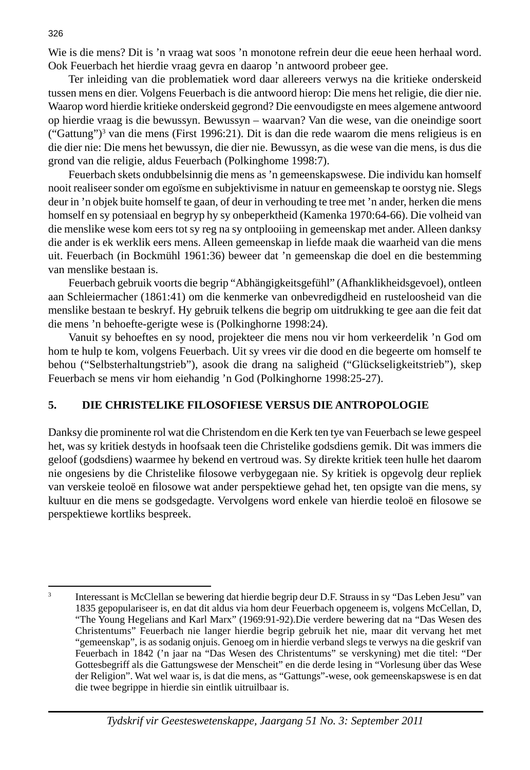Wie is die mens? Dit is ’n vraag wat soos ’n monotone refrein deur die eeue heen herhaal word. Ook Feuerbach het hierdie vraag gevra en daarop ’n antwoord probeer gee.

Ter inleiding van die problematiek word daar allereers verwys na die kritieke onderskeid tussen mens en dier. Volgens Feuerbach is die antwoord hierop: Die mens het religie, die dier nie. Waarop word hierdie kritieke onderskeid gegrond? Die eenvoudigste en mees algemene antwoord op hierdie vraag is die bewussyn. Bewussyn – waarvan? Van die wese, van die oneindige soort (“Gattung”)[3] van die mens (First 1996:21). Dit is dan die rede waarom die mens religieus is en die dier nie: Die mens het bewussyn, die dier nie. Bewussyn, as die wese van die mens, is dus die grond van die religie, aldus Feuerbach (Polkinghome 1998:7).

Feuerbach skets ondubbelsinnig die mens as ’n gemeenskapswese. Die individu kan homself nooit realiseer sonder om egoïsme en subjektivisme in natuur en gemeenskap te oorstyg nie. Slegs deur in ’n objek buite homself te gaan, of deur in verhouding te tree met ’n ander, herken die mens homself en sy potensiaal en begryp hy sy onbeperktheid (Kamenka 1970:64-66). Die volheid van die menslike wese kom eers tot sy reg na sy ontplooiing in gemeenskap met ander. Alleen danksy die ander is ek werklik eers mens. Alleen gemeenskap in liefde maak die waarheid van die mens uit. Feuerbach (in Bockmühl 1961:36) beweer dat ’n gemeenskap die doel en die bestemming van menslike bestaan is.

Feuerbach gebruik voorts die begrip “Abhängigkeitsgefühl” (Afhanklikheidsgevoel), ontleen aan Schleiermacher (1861:41) om die kenmerke van onbevredigdheid en rusteloosheid van die menslike bestaan te beskryf. Hy gebruik telkens die begrip om uitdrukking te gee aan die feit dat die mens ’n behoefte-gerigte wese is (Polkinghorne 1998:24).

Vanuit sy behoeftes en sy nood, projekteer die mens nou vir hom verkeerdelik ’n God om hom te hulp te kom, volgens Feuerbach. Uit sy vrees vir die dood en die begeerte om homself te behou (“Selbsterhaltungstrieb”), asook die drang na saligheid (“Glückseligkeitstrieb”), skep Feuerbach se mens vir hom eiehandig ’n God (Polkinghorne 1998:25-27).

## 5. DIE CHRISTELIKE FILOSOFIESE VERSUS DIE ANTROPOLOGIE

Danksy die prominente rol wat die Christendom en die Kerk ten tye van Feuerbach se lewe gespeel het, was sy kritiek destyds in hoofsaak teen die Christelike godsdiens gemik. Dit was immers die geloof (godsdiens) waarmee hy bekend en vertroud was. Sy direkte kritiek teen hulle het daarom nie ongesiens by die Christelike filosowe verbygegaan nie. Sy kritiek is opgevolg deur repliek van verskeie teoloë en filosowe wat ander perspektiewe gehad het, ten opsigte van die mens, sy kultuur en die mens se godsgedagte. Vervolgens word enkele van hierdie teoloë en filosowe se perspektiewe kortliks bespreek.

---

[3] Interessant is McClellan se bewering dat hierdie begrip deur D.F. Strauss in sy “Das Leben Jesu” van 1835 gepopulariseer is, en dat dit aldus via hom deur Feuerbach opgeneem is, volgens McCellan, D, “The Young Hegelians and Karl Marx” (1969:91-92).Die verdere bewering dat na “Das Wesen des Christentums” Feuerbach nie langer hierdie begrip gebruik het nie, maar dit vervang het met “gemeenskap”, is as sodanig onjuis. Genoeg om in hierdie verband slegs te verwys na die geskrif van Feuerbach in 1842 (’n jaar na “Das Wesen des Christentums” se verskyning) met die titel: “Der Gottesbegriff als die Gattungswese der Menscheit” en die derde lesing in “Vorlesung über das Wese der Religion”. Wat wel waar is, is dat die mens, as “Gattungs”-wese, ook gemeenskapswese is en dat die twee begrippe in hierdie sin eintlik uitruilbaar is.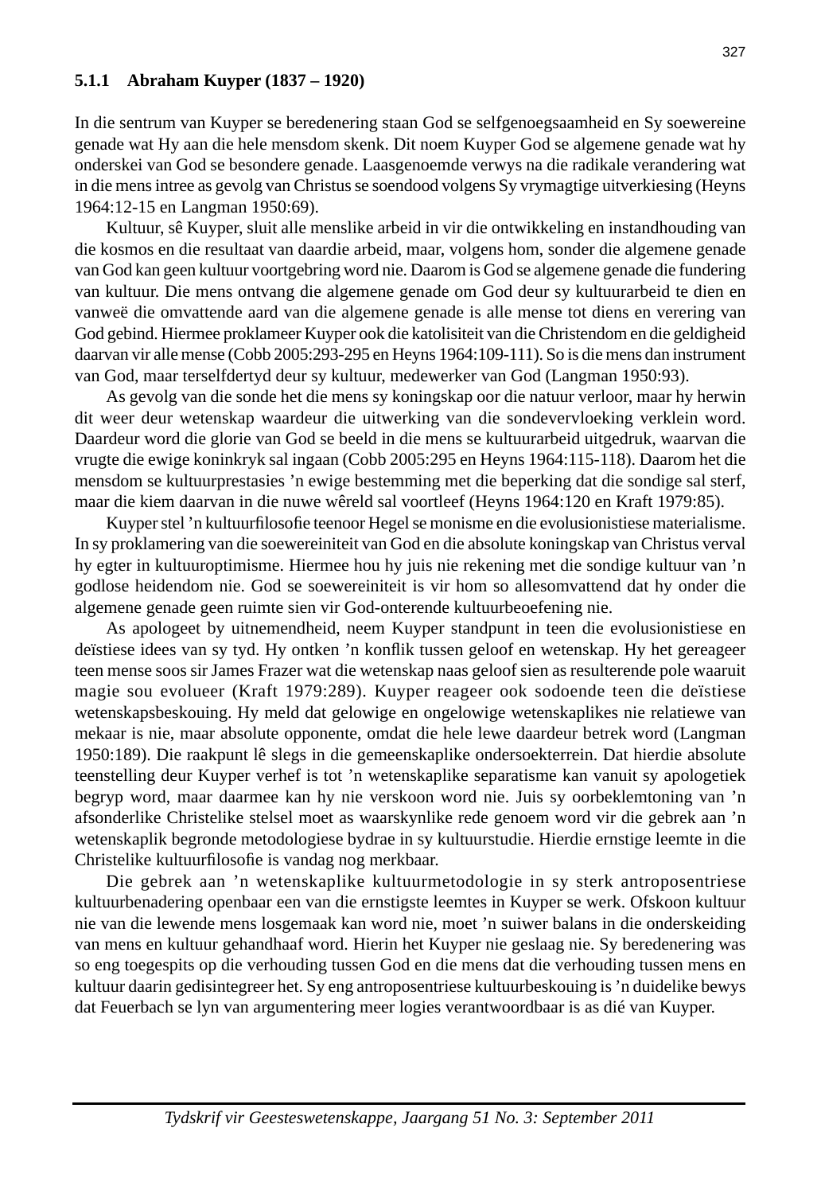#### 5.1.1 Abraham Kuyper (1837 – 1920)

In die sentrum van Kuyper se beredenering staan God se selfgenoegsaamheid en Sy soewereine genade wat Hy aan die hele mensdom skenk. Dit noem Kuyper God se algemene genade wat hy onderskei van God se besondere genade. Laasgenoemde verwys na die radikale verandering wat in die mens intree as gevolg van Christus se soendood volgens Sy vrymagtige uitverkiesing (Heyns 1964:12-15 en Langman 1950:69).

Kultuur, sê Kuyper, sluit alle menslike arbeid in vir die ontwikkeling en instandhouding van die kosmos en die resultaat van daardie arbeid, maar, volgens hom, sonder die algemene genade van God kan geen kultuur voortgebring word nie. Daarom is God se algemene genade die fundering van kultuur. Die mens ontvang die algemene genade om God deur sy kultuurarbeid te dien en vanweë die omvattende aard van die algemene genade is alle mense tot diens en verering van God gebind. Hiermee proklameer Kuyper ook die katolisiteit van die Christendom en die geldigheid daarvan vir alle mense (Cobb 2005:293-295 en Heyns 1964:109-111). So is die mens dan instrument van God, maar terselfdertyd deur sy kultuur, medewerker van God (Langman 1950:93).

As gevolg van die sonde het die mens sy koningskap oor die natuur verloor, maar hy herwin dit weer deur wetenskap waardeur die uitwerking van die sondevervloeking verklein word. Daardeur word die glorie van God se beeld in die mens se kultuurarbeid uitgedruk, waarvan die vrugte die ewige koninkryk sal ingaan (Cobb 2005:295 en Heyns 1964:115-118). Daarom het die mensdom se kultuurprestasies 'n ewige bestemming met die beperking dat die sondige sal sterf, maar die kiem daarvan in die nuwe wêreld sal voortleef (Heyns 1964:120 en Kraft 1979:85).

Kuyper stel 'n kultuurfilosofie teenoor Hegel se monisme en die evolusionistiese materialisme. In sy proklamering van die soewereiniteit van God en die absolute koningskap van Christus verval hy egter in kultuuroptimisme. Hiermee hou hy juis nie rekening met die sondige kultuur van 'n godlose heidendom nie. God se soewereiniteit is vir hom so allesomvattend dat hy onder die algemene genade geen ruimte sien vir God-onterende kultuurbeoefening nie.

As apologeet by uitnemendheid, neem Kuyper standpunt in teen die evolusionistiese en deïstiese idees van sy tyd. Hy ontken 'n konflik tussen geloof en wetenskap. Hy het gereageer teen mense soos sir James Frazer wat die wetenskap naas geloof sien as resulterende pole waaruit magie sou evolueer (Kraft 1979:289). Kuyper reageer ook sodoende teen die deïstiese wetenskapsbeskouing. Hy meld dat gelowige en ongelowige wetenskaplikes nie relatiewe van mekaar is nie, maar absolute opponente, omdat die hele lewe daardeur betrek word (Langman 1950:189). Die raakpunt lê slegs in die gemeenskaplike ondersoekterrein. Dat hierdie absolute teenstelling deur Kuyper verhef is tot 'n wetenskaplike separatisme kan vanuit sy apologetiek begryp word, maar daarmee kan hy nie verskoon word nie. Juis sy oorbeklemtoning van 'n afsonderlike Christelike stelsel moet as waarskynlike rede genoem word vir die gebrek aan 'n wetenskaplik begronde metodologiese bydrae in sy kultuurstudie. Hierdie ernstige leemte in die Christelike kultuurfilosofie is vandag nog merkbaar.

Die gebrek aan 'n wetenskaplike kultuurmetodologie in sy sterk antroposentriese kultuurbenadering openbaar een van die ernstigste leemtes in Kuyper se werk. Ofskoon kultuur nie van die lewende mens losgemaak kan word nie, moet 'n suiwer balans in die onderskeiding van mens en kultuur gehandhaaf word. Hierin het Kuyper nie geslaag nie. Sy beredenering was so eng toegespits op die verhouding tussen God en die mens dat die verhouding tussen mens en kultuur daarin gedisintegreer het. Sy eng antroposentriese kultuurbeskouing is 'n duidelike bewys dat Feuerbach se lyn van argumentering meer logies verantwoordbaar is as dié van Kuyper.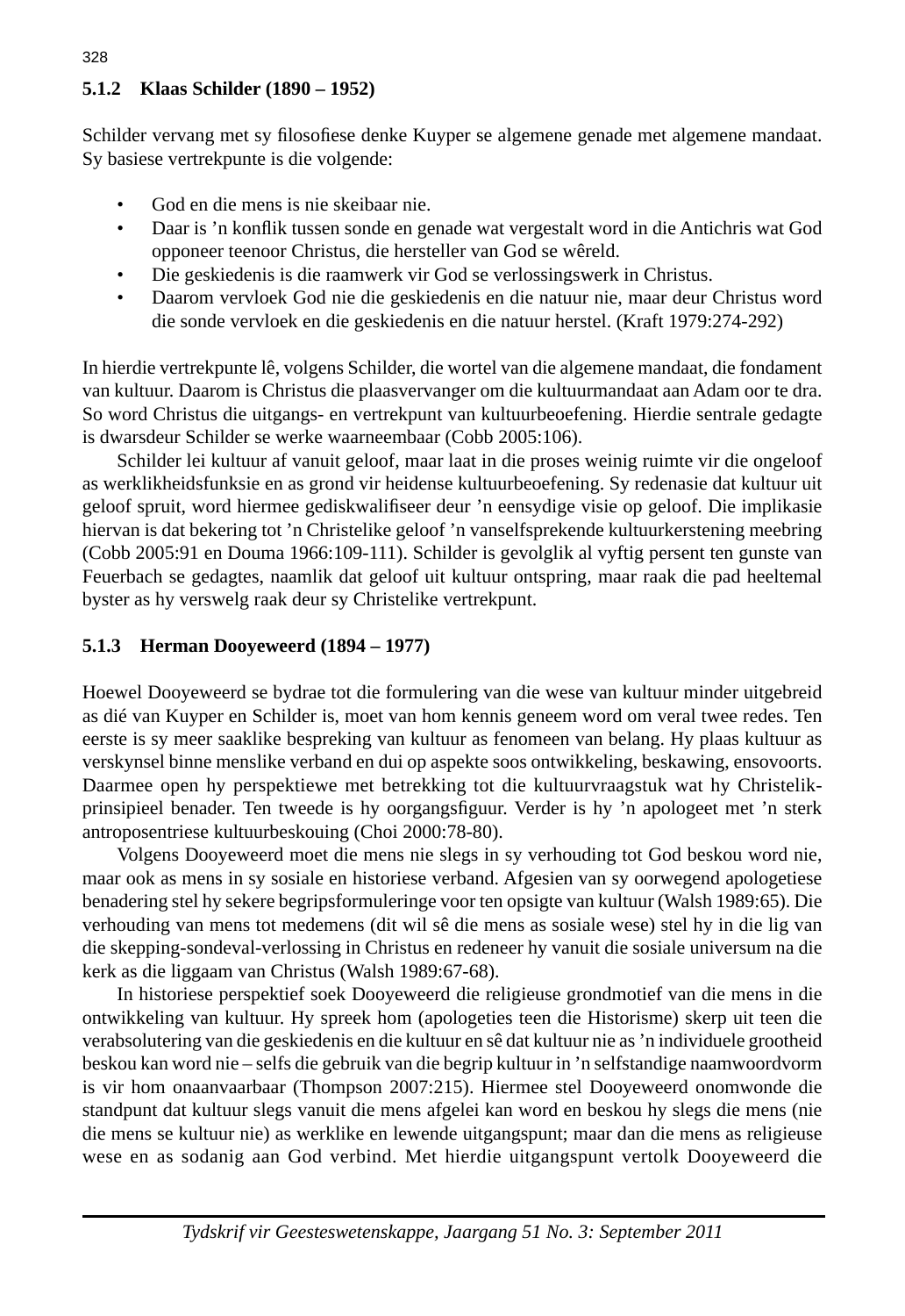### 5.1.2 Klaas Schilder (1890 – 1952)

Schilder vervang met sy filosofiese denke Kuyper se algemene genade met algemene mandaat. Sy basiese vertrekpunte is die volgende:

- God en die mens is nie skeibaar nie.
- Daar is 'n konflik tussen sonde en genade wat vergestalt word in die Antichris wat God opponeer teenoor Christus, die hersteller van God se wêreld.
- Die geskiedenis is die raamwerk vir God se verlossingswerk in Christus.
- Daarom vervloek God nie die geskiedenis en die natuur nie, maar deur Christus word die sonde vervloek en die geskiedenis en die natuur herstel. (Kraft 1979:274-292)

In hierdie vertrekpunte lê, volgens Schilder, die wortel van die algemene mandaat, die fondament van kultuur. Daarom is Christus die plaasvervanger om die kultuurmandaat aan Adam oor te dra. So word Christus die uitgangs- en vertrekpunt van kultuurbeoefening. Hierdie sentrale gedagte is dwarsdeur Schilder se werke waarneembaar (Cobb 2005:106).

Schilder lei kultuur af vanuit geloof, maar laat in die proses weinig ruimte vir die ongeloof as werklikheidsfunksie en as grond vir heidense kultuurbeoefening. Sy redenasie dat kultuur uit geloof spruit, word hiermee gediskwalifiseer deur 'n eensydige visie op geloof. Die implikasie hiervan is dat bekering tot 'n Christelike geloof 'n vanselfsprekende kultuurkerstening meebring (Cobb 2005:91 en Douma 1966:109-111). Schilder is gevolglik al vyftig persent ten gunste van Feuerbach se gedagtes, naamlik dat geloof uit kultuur ontspring, maar raak die pad heeltemal byster as hy verswelg raak deur sy Christelike vertrekpunt.

### 5.1.3 Herman Dooyeweerd (1894 – 1977)

Hoewel Dooyeweerd se bydrae tot die formulering van die wese van kultuur minder uitgebreid as dié van Kuyper en Schilder is, moet van hom kennis geneem word om veral twee redes. Ten eerste is sy meer saaklike bespreking van kultuur as fenomeen van belang. Hy plaas kultuur as verskynsel binne menslike verband en dui op aspekte soos ontwikkeling, beskawing, ensovoorts. Daarmee open hy perspektiewe met betrekking tot die kultuurvraagstuk wat hy Christelik-prinsipieel benader. Ten tweede is hy oorgangsfiguur. Verder is hy 'n apologeet met 'n sterk antroposentriese kultuurbeskouing (Choi 2000:78-80).

Volgens Dooyeweerd moet die mens nie slegs in sy verhouding tot God beskou word nie, maar ook as mens in sy sosiale en historiese verband. Afgesien van sy oorwegend apologetiese benadering stel hy sekere begripsformuleringe voor ten opsigte van kultuur (Walsh 1989:65). Die verhouding van mens tot medemens (dit wil sê die mens as sosiale wese) stel hy in die lig van die skepping-sondeval-verlossing in Christus en redeneer hy vanuit die sosiale universum na die kerk as die liggaam van Christus (Walsh 1989:67-68).

In historiese perspektief soek Dooyeweerd die religieuse grondmotief van die mens in die ontwikkeling van kultuur. Hy spreek hom (apologeties teen die Historisme) skerp uit teen die verabsolutering van die geskiedenis en die kultuur en sê dat kultuur nie as 'n individuele grootheid beskou kan word nie – selfs die gebruik van die begrip kultuur in 'n selfstandige naamwoordvorm is vir hom onaanvaarbaar (Thompson 2007:215). Hiermee stel Dooyeweerd onomwonde die standpunt dat kultuur slegs vanuit die mens afgelei kan word en beskou hy slegs die mens (nie die mens se kultuur nie) as werklike en lewende uitgangspunt; maar dan die mens as religieuse wese en as sodanig aan God verbind. Met hierdie uitgangspunt vertolk Dooyeweerd die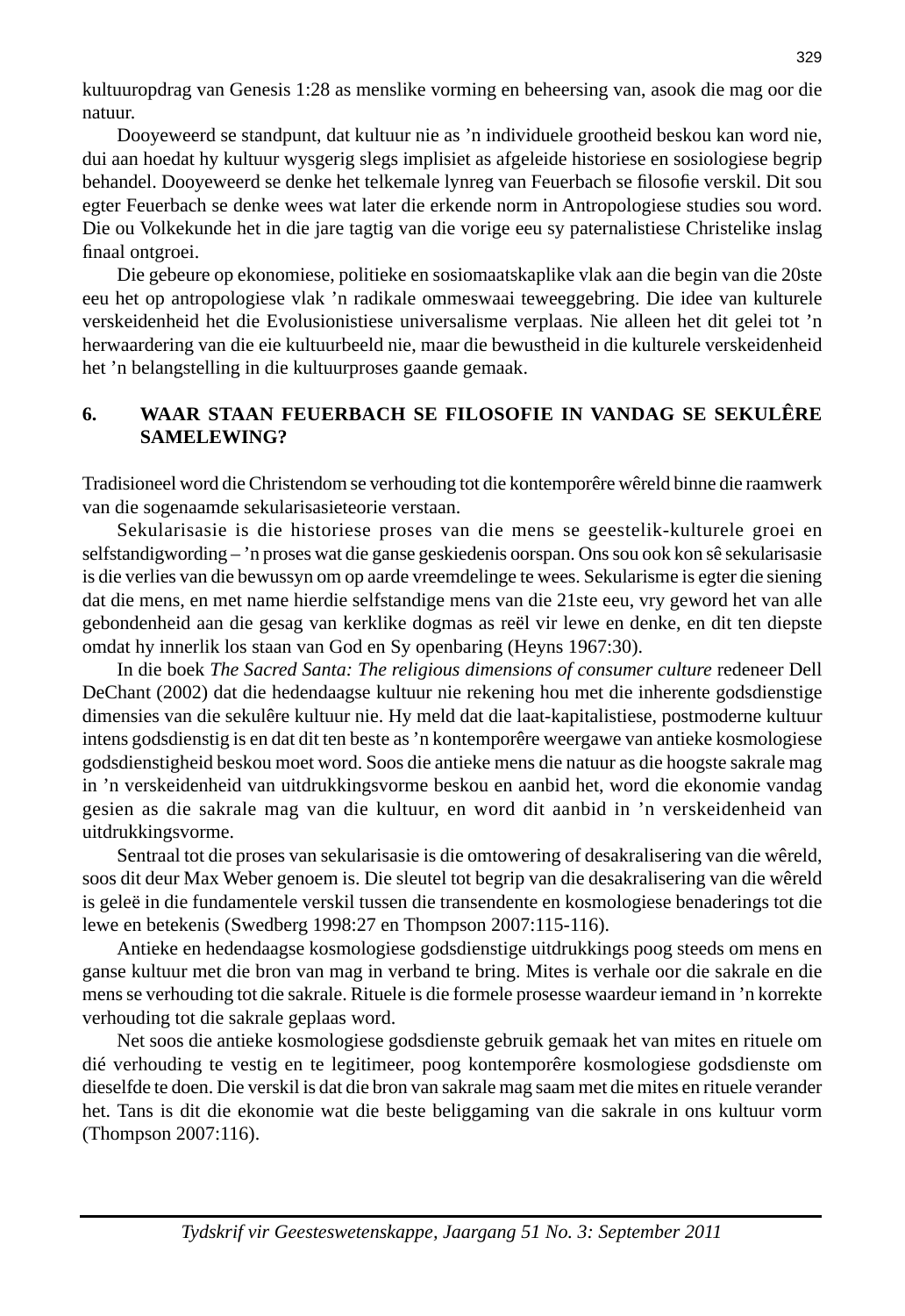kultuuropdrag van Genesis 1:28 as menslike vorming en beheersing van, asook die mag oor die natuur.

Dooyeweerd se standpunt, dat kultuur nie as ’n individuele grootheid beskou kan word nie, dui aan hoedat hy kultuur wysgerig slegs implisiet as afgeleide historiese en sosiologiese begrip behandel. Dooyeweerd se denke het telkemale lynreg van Feuerbach se filosofie verskil. Dit sou egter Feuerbach se denke wees wat later die erkende norm in Antropologiese studies sou word. Die ou Volkekunde het in die jare tagtig van die vorige eeu sy paternalistiese Christelike inslag finaal ontgroei.

Die gebeure op ekonomiese, politieke en sosiomaatskaplike vlak aan die begin van die 20ste eeu het op antropologiese vlak ’n radikale ommeswaai teweeggebring. Die idee van kulturele verskeidenheid het die Evolusionistiese universalisme verplaas. Nie alleen het dit gelei tot ’n herwaardering van die eie kultuurbeeld nie, maar die bewustheid in die kulturele verskeidenheid het ’n belangstelling in die kultuurproses gaande gemaak.

## 6. WAAR STAAN FEUERBACH SE FILOSOFIE IN VANDAG SE SEKULÊRE SAMELEWING?

Tradisioneel word die Christendom se verhouding tot die kontemporêre wêreld binne die raamwerk van die sogenaamde sekularisasieteorie verstaan.

Sekularisasie is die historiese proses van die mens se geestelik-kulturele groei en selfstandigwording – ’n proses wat die ganse geskiedenis oorspan. Ons sou ook kon sê sekularisasie is die verlies van die bewussyn om op aarde vreemdelinge te wees. Sekularisme is egter die siening dat die mens, en met name hierdie selfstandige mens van die 21ste eeu, vry geword het van alle gebondenheid aan die gesag van kerklike dogmas as reël vir lewe en denke, en dit ten diepste omdat hy innerlik los staan van God en Sy openbaring (Heyns 1967:30).

In die boek *The Sacred Santa: The religious dimensions of consumer culture* redeneer Dell DeChant (2002) dat die hedendaagse kultuur nie rekening hou met die inherente godsdienstige dimensies van die sekulêre kultuur nie. Hy meld dat die laat-kapitalistiese, postmoderne kultuur intens godsdienstig is en dat dit ten beste as ’n kontemporêre weergawe van antieke kosmologiese godsdienstigheid beskou moet word. Soos die antieke mens die natuur as die hoogste sakrale mag in ’n verskeidenheid van uitdrukkingsvorme beskou en aanbid het, word die ekonomie vandag gesien as die sakrale mag van die kultuur, en word dit aanbid in ’n verskeidenheid van uitdrukkingsvorme.

Sentraal tot die proses van sekularisasie is die omtowering of desakralisering van die wêreld, soos dit deur Max Weber genoem is. Die sleutel tot begrip van die desakralisering van die wêreld is geleë in die fundamentele verskil tussen die transendente en kosmologiese benaderings tot die lewe en betekenis (Swedberg 1998:27 en Thompson 2007:115-116).

Antieke en hedendaagse kosmologiese godsdienstige uitdrukkings poog steeds om mens en ganse kultuur met die bron van mag in verband te bring. Mites is verhale oor die sakrale en die mens se verhouding tot die sakrale. Rituele is die formele prosesse waardeur iemand in ’n korrekte verhouding tot die sakrale geplaas word.

Net soos die antieke kosmologiese godsdienste gebruik gemaak het van mites en rituele om dié verhouding te vestig en te legitimeer, poog kontemporêre kosmologiese godsdienste om dieselfde te doen. Die verskil is dat die bron van sakrale mag saam met die mites en rituele verander het. Tans is dit die ekonomie wat die beste beliggaming van die sakrale in ons kultuur vorm (Thompson 2007:116).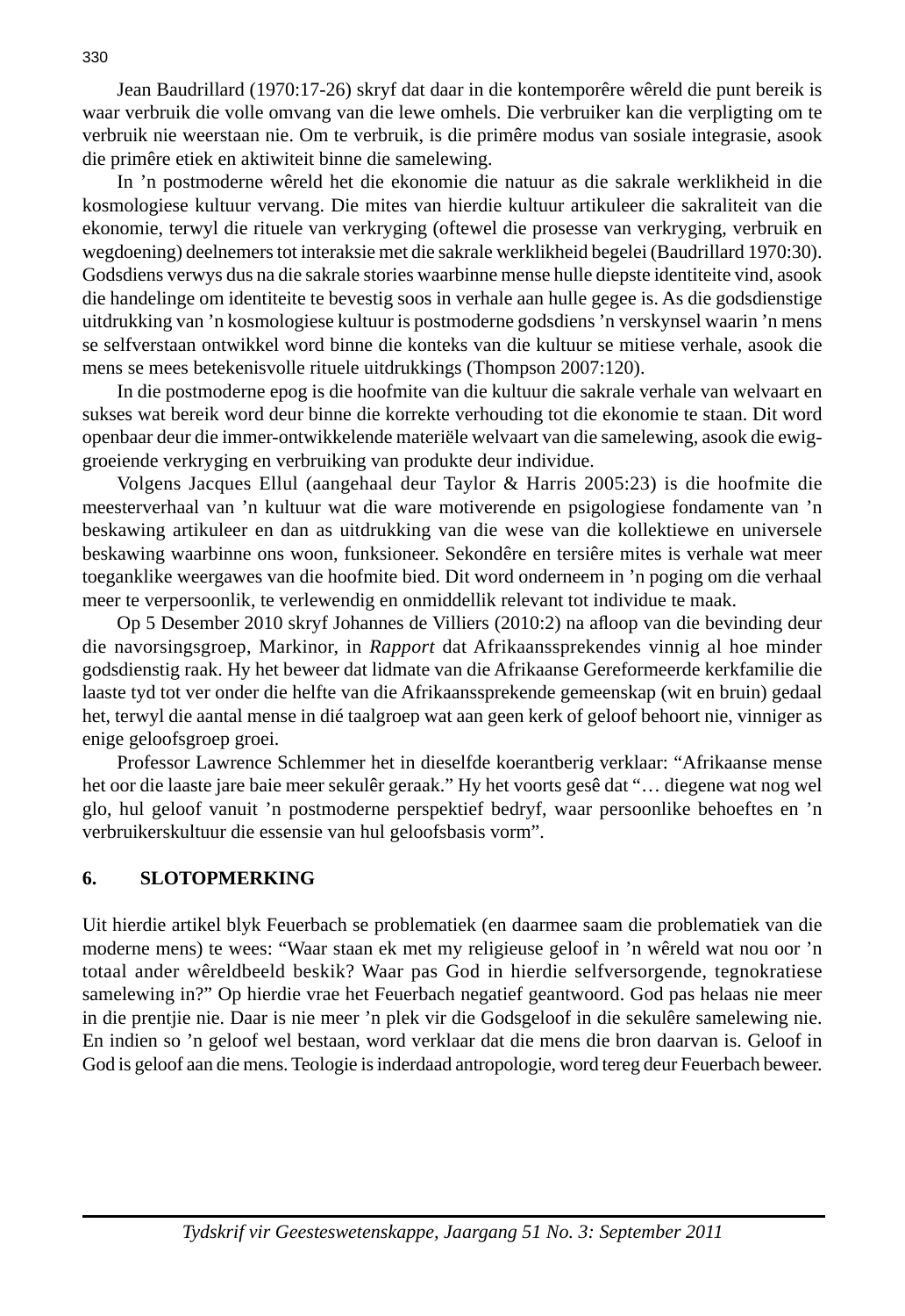Jean Baudrillard (1970:17-26) skryf dat daar in die kontemporêre wêreld die punt bereik is waar verbruik die volle omvang van die lewe omhels. Die verbruiker kan die verpligting om te verbruik nie weerstaan nie. Om te verbruik, is die primêre modus van sosiale integrasie, asook die primêre etiek en aktiwiteit binne die samelewing.

In 'n postmoderne wêreld het die ekonomie die natuur as die sakrale werklikheid in die kosmologiese kultuur vervang. Die mites van hierdie kultuur artikuleer die sakraliteit van die ekonomie, terwyl die rituele van verkryging (oftewel die prosesse van verkryging, verbruik en wegdoening) deelnemers tot interaksie met die sakrale werklikheid begelei (Baudrillard 1970:30). Godsdiens verwys dus na die sakrale stories waarbinne mense hulle diepste identiteite vind, asook die handelinge om identiteite te bevestig soos in verhale aan hulle gegee is. As die godsdienstige uitdrukking van 'n kosmologiese kultuur is postmoderne godsdiens 'n verskynsel waarin 'n mens se selfverstaan ontwikkel word binne die konteks van die kultuur se mitiese verhale, asook die mens se mees betekenisvolle rituele uitdrukkings (Thompson 2007:120).

In die postmoderne epog is die hoofmite van die kultuur die sakrale verhale van welvaart en sukses wat bereik word deur binne die korrekte verhouding tot die ekonomie te staan. Dit word openbaar deur die immer-ontwikkelende materiële welvaart van die samelewing, asook die ewig-groeiende verkryging en verbruiking van produkte deur individue.

Volgens Jacques Ellul (aangehaal deur Taylor & Harris 2005:23) is die hoofmite die meesterverhaal van 'n kultuur wat die ware motiverende en psigologiese fondamente van 'n beskawing artikuleer en dan as uitdrukking van die wese van die kollektiewe en universele beskawing waarbinne ons woon, funksioneer. Sekondêre en tersiêre mites is verhale wat meer toeganklike weergawes van die hoofmite bied. Dit word onderneem in 'n poging om die verhaal meer te verpersoonlik, te verlewendig en onmiddellik relevant tot individue te maak.

Op 5 Desember 2010 skryf Johannes de Villiers (2010:2) na afloop van die bevinding deur die navorsingsgroep, Markinor, in *Rapport* dat Afrikaanssprekendes vinnig al hoe minder godsdienstig raak. Hy het beweer dat lidmate van die Afrikaanse Gereformeerde kerkfamilie die laaste tyd tot ver onder die helfte van die Afrikaanssprekende gemeenskap (wit en bruin) gedaal het, terwyl die aantal mense in dié taalgroep wat aan geen kerk of geloof behoort nie, vinniger as enige geloofsgroep groei.

Professor Lawrence Schlemmer het in dieselfde koerantberig verklaar: "Afrikaanse mense het oor die laaste jare baie meer sekulêr geraak." Hy het voorts gesê dat "… diegene wat nog wel glo, hul geloof vanuit 'n postmoderne perspektief bedryf, waar persoonlike behoeftes en 'n verbruikerskultuur die essensie van hul geloofsbasis vorm".

## 6. SLOTOPMERKING

Uit hierdie artikel blyk Feuerbach se problematiek (en daarmee saam die problematiek van die moderne mens) te wees: "Waar staan ek met my religieuse geloof in 'n wêreld wat nou oor 'n totaal ander wêreldbeeld beskik? Waar pas God in hierdie selfversorgende, tegnokratiese samelewing in?" Op hierdie vrae het Feuerbach negatief geantwoord. God pas helaas nie meer in die prentjie nie. Daar is nie meer 'n plek vir die Godsgeloof in die sekulêre samelewing nie. En indien so 'n geloof wel bestaan, word verklaar dat die mens die bron daarvan is. Geloof in God is geloof aan die mens. Teologie is inderdaad antropologie, word tereg deur Feuerbach beweer.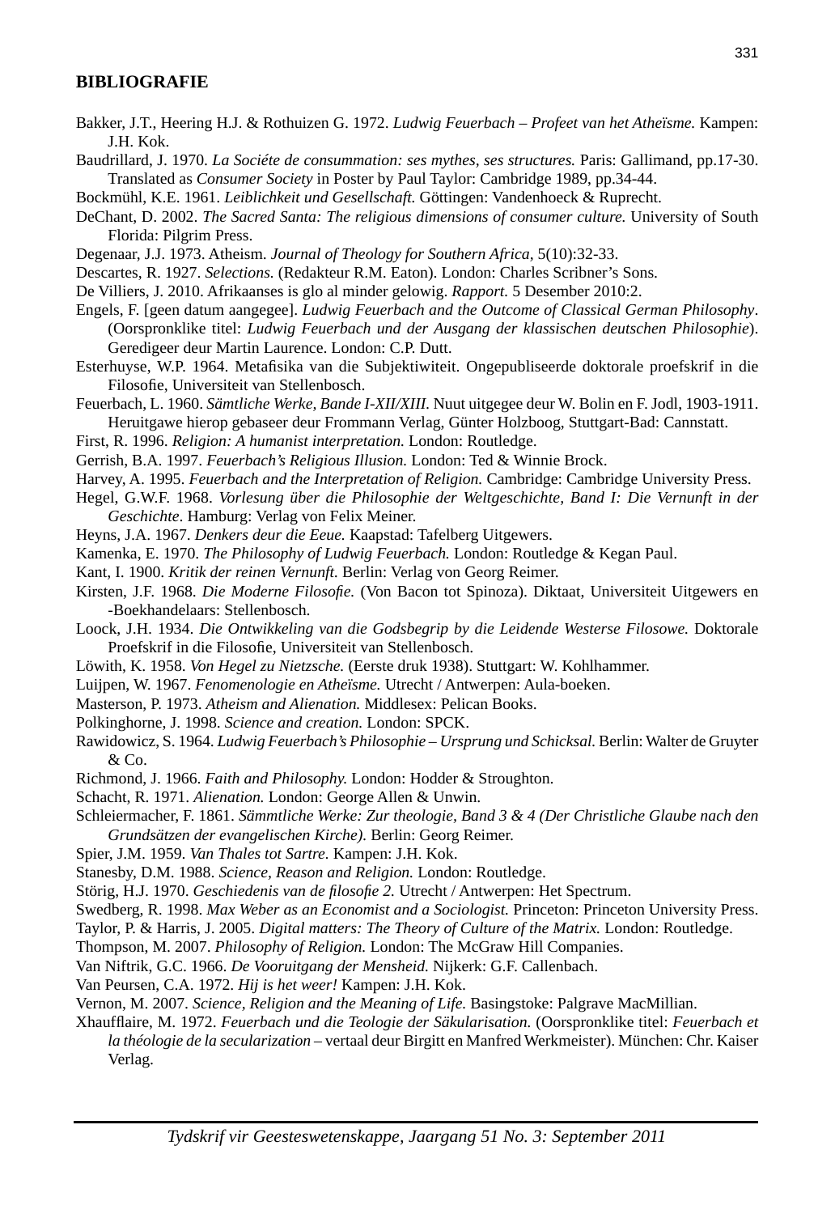**BIBLIOGRAFIE**

Bakker, J.T., Heering H.J. & Rothuizen G. 1972. *Ludwig Feuerbach – Profeet van het Atheïsme.* Kampen: J.H. Kok.

Baudrillard, J. 1970. *La Sociéte de consummation: ses mythes, ses structures.* Paris: Gallimand, pp.17-30. Translated as *Consumer Society* in Poster by Paul Taylor: Cambridge 1989, pp.34-44.

Bockmühl, K.E. 1961. *Leiblichkeit und Gesellschaft.* Göttingen: Vandenhoeck & Ruprecht.

DeChant, D. 2002. *The Sacred Santa: The religious dimensions of consumer culture.* University of South Florida: Pilgrim Press.

Degenaar, J.J. 1973. Atheism. *Journal of Theology for Southern Africa*, 5(10):32-33.

Descartes, R. 1927. *Selections.* (Redakteur R.M. Eaton). London: Charles Scribner's Sons.

De Villiers, J. 2010. Afrikaanses is glo al minder gelowig. *Rapport.* 5 Desember 2010:2.

Engels, F. [geen datum aangegee]. *Ludwig Feuerbach and the Outcome of Classical German Philosophy*. (Oorspronklike titel: *Ludwig Feuerbach und der Ausgang der klassischen deutschen Philosophie*). Geredigeer deur Martin Laurence. London: C.P. Dutt.

Esterhuyse, W.P. 1964. Metafisika van die Subjektiwiteit. Ongepubliseerde doktorale proefskrif in die Filosofie, Universiteit van Stellenbosch.

Feuerbach, L. 1960. *Sämtliche Werke, Bande I-XII/XIII.* Nuut uitgegee deur W. Bolin en F. Jodl, 1903-1911. Heruitgawe hierop gebaseer deur Frommann Verlag, Günter Holzboog, Stuttgart-Bad: Cannstatt.

First, R. 1996. *Religion: A humanist interpretation.* London: Routledge.

Gerrish, B.A. 1997. *Feuerbach's Religious Illusion.* London: Ted & Winnie Brock.

Harvey, A. 1995. *Feuerbach and the Interpretation of Religion.* Cambridge: Cambridge University Press.

Hegel, G.W.F. 1968. *Vorlesung über die Philosophie der Weltgeschichte, Band I: Die Vernunft in der Geschichte.* Hamburg: Verlag von Felix Meiner.

Heyns, J.A. 1967. *Denkers deur die Eeue.* Kaapstad: Tafelberg Uitgewers.

Kamenka, E. 1970. *The Philosophy of Ludwig Feuerbach.* London: Routledge & Kegan Paul.

Kant, I. 1900. *Kritik der reinen Vernunft.* Berlin: Verlag von Georg Reimer.

Kirsten, J.F. 1968. *Die Moderne Filosofie.* (Von Bacon tot Spinoza). Diktaat, Universiteit Uitgewers en -Boekhandelaars: Stellenbosch.

Loock, J.H. 1934. *Die Ontwikkeling van die Godsbegrip by die Leidende Westerse Filosowe.* Doktorale Proefskrif in die Filosofie, Universiteit van Stellenbosch.

Löwith, K. 1958. *Von Hegel zu Nietzsche.* (Eerste druk 1938). Stuttgart: W. Kohlhammer.

Luijpen, W. 1967. *Fenomenologie en Atheïsme.* Utrecht / Antwerpen: Aula-boeken.

Masterson, P. 1973. *Atheism and Alienation.* Middlesex: Pelican Books.

Polkinghorne, J. 1998. *Science and creation.* London: SPCK.

Rawidowicz, S. 1964. *Ludwig Feuerbach's Philosophie – Ursprung und Schicksal.* Berlin: Walter de Gruyter & Co.

Richmond, J. 1966. *Faith and Philosophy.* London: Hodder & Stroughton.

Schacht, R. 1971. *Alienation.* London: George Allen & Unwin.

Schleiermacher, F. 1861. *Sämmtliche Werke: Zur theologie, Band 3 & 4 (Der Christliche Glaube nach den Grundsätzen der evangelischen Kirche).* Berlin: Georg Reimer.

Spier, J.M. 1959. *Van Thales tot Sartre.* Kampen: J.H. Kok.

Stanesby, D.M. 1988. *Science, Reason and Religion.* London: Routledge.

Störig, H.J. 1970. *Geschiedenis van de filosofie 2.* Utrecht / Antwerpen: Het Spectrum.

Swedberg, R. 1998. *Max Weber as an Economist and a Sociologist.* Princeton: Princeton University Press.

Taylor, P. & Harris, J. 2005. *Digital matters: The Theory of Culture of the Matrix.* London: Routledge.

Thompson, M. 2007. *Philosophy of Religion.* London: The McGraw Hill Companies.

Van Niftrik, G.C. 1966. *De Vooruitgang der Mensheid.* Nijkerk: G.F. Callenbach.

Van Peursen, C.A. 1972. *Hij is het weer!* Kampen: J.H. Kok.

Vernon, M. 2007. *Science, Religion and the Meaning of Life.* Basingstoke: Palgrave MacMillian.

Xhaufflaire, M. 1972. *Feuerbach und die Teologie der Säkularisation.* (Oorspronklike titel: *Feuerbach et la théologie de la secularization* – vertaal deur Birgitt en Manfred Werkmeister). München: Chr. Kaiser Verlag.